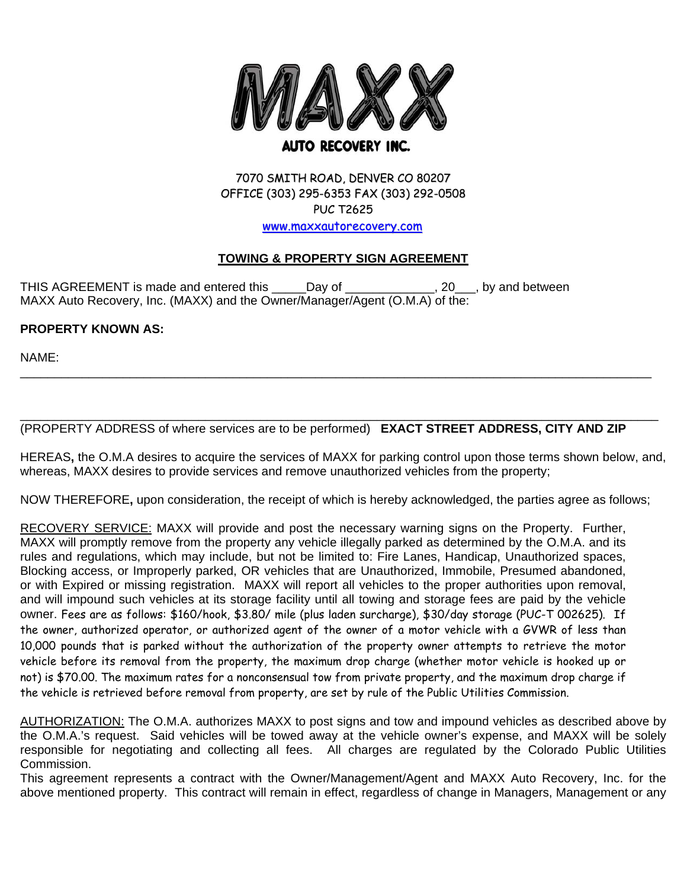# MAXX

**AUTO RECOVERY INC.**

7070 SMITH ROAD, DENVER CO 80207
OFFICE (303) 295-6353 FAX (303) 292-0508
PUC T2625
[www.maxxautorecovery.com](http://www.maxxautorecovery.com)

## TOWING & PROPERTY SIGN AGREEMENT

THIS AGREEMENT is made and entered this _____Day of _____________, 20___, by and between MAXX Auto Recovery, Inc. (MAXX) and the Owner/Manager/Agent (O.M.A) of the:

**PROPERTY KNOWN AS:**

NAME: ___________________________________________________________________________

___________________________________________________________________________

(PROPERTY ADDRESS of where services are to be performed) **EXACT STREET ADDRESS, CITY AND ZIP**

HEREAS, the O.M.A desires to acquire the services of MAXX for parking control upon those terms shown below, and, whereas, MAXX desires to provide services and remove unauthorized vehicles from the property;

NOW THEREFORE, upon consideration, the receipt of which is hereby acknowledged, the parties agree as follows;

RECOVERY SERVICE: MAXX will provide and post the necessary warning signs on the Property. Further, MAXX will promptly remove from the property any vehicle illegally parked as determined by the O.M.A. and its rules and regulations, which may include, but not be limited to: Fire Lanes, Handicap, Unauthorized spaces, Blocking access, or Improperly parked, OR vehicles that are Unauthorized, Immobile, Presumed abandoned, or with Expired or missing registration. MAXX will report all vehicles to the proper authorities upon removal, and will impound such vehicles at its storage facility until all towing and storage fees are paid by the vehicle owner. Fees are as follows: $160/hook, $3.80/ mile (plus laden surcharge), $30/day storage (PUC-T 002625). If the owner, authorized operator, or authorized agent of the owner of a motor vehicle with a GVWR of less than 10,000 pounds that is parked without the authorization of the property owner attempts to retrieve the motor vehicle before its removal from the property, the maximum drop charge (whether motor vehicle is hooked up or not) is $70.00. The maximum rates for a nonconsensual tow from private property, and the maximum drop charge if the vehicle is retrieved before removal from property, are set by rule of the Public Utilities Commission.

AUTHORIZATION: The O.M.A. authorizes MAXX to post signs and tow and impound vehicles as described above by the O.M.A.'s request. Said vehicles will be towed away at the vehicle owner's expense, and MAXX will be solely responsible for negotiating and collecting all fees. All charges are regulated by the Colorado Public Utilities Commission.
This agreement represents a contract with the Owner/Management/Agent and MAXX Auto Recovery, Inc. for the above mentioned property. This contract will remain in effect, regardless of change in Managers, Management or any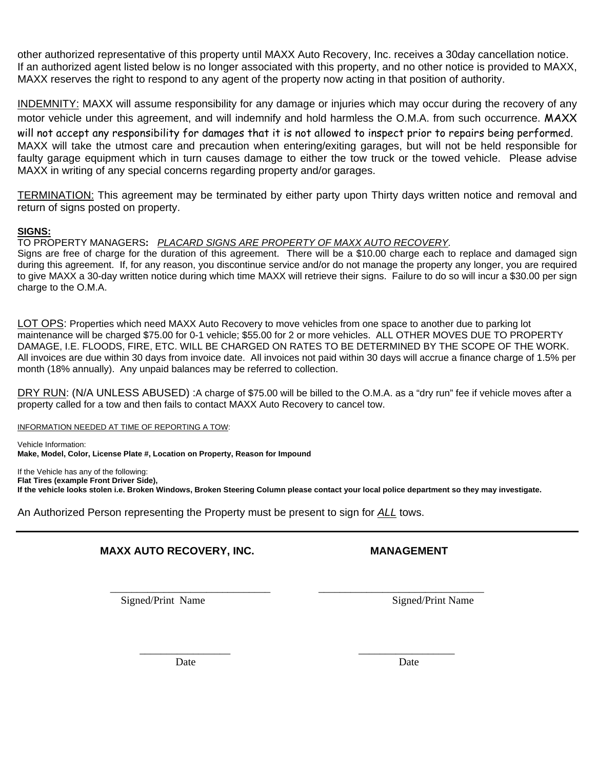other authorized representative of this property until MAXX Auto Recovery, Inc. receives a 30day cancellation notice. If an authorized agent listed below is no longer associated with this property, and no other notice is provided to MAXX, MAXX reserves the right to respond to any agent of the property now acting in that position of authority.

INDEMNITY: MAXX will assume responsibility for any damage or injuries which may occur during the recovery of any motor vehicle under this agreement, and will indemnify and hold harmless the O.M.A. from such occurrence. MAXX will not accept any responsibility for damages that it is not allowed to inspect prior to repairs being performed. MAXX will take the utmost care and precaution when entering/exiting garages, but will not be held responsible for faulty garage equipment which in turn causes damage to either the tow truck or the towed vehicle. Please advise MAXX in writing of any special concerns regarding property and/or garages.

TERMINATION: This agreement may be terminated by either party upon Thirty days written notice and removal and return of signs posted on property.

**SIGNS:**

TO PROPERTY MANAGERS**:** *PLACARD SIGNS ARE PROPERTY OF MAXX AUTO RECOVERY*.
Signs are free of charge for the duration of this agreement. There will be a $10.00 charge each to replace and damaged sign during this agreement. If, for any reason, you discontinue service and/or do not manage the property any longer, you are required to give MAXX a 30-day written notice during which time MAXX will retrieve their signs. Failure to do so will incur a $30.00 per sign charge to the O.M.A.

LOT OPS: Properties which need MAXX Auto Recovery to move vehicles from one space to another due to parking lot maintenance will be charged $75.00 for 0-1 vehicle; $55.00 for 2 or more vehicles. ALL OTHER MOVES DUE TO PROPERTY DAMAGE, I.E. FLOODS, FIRE, ETC. WILL BE CHARGED ON RATES TO BE DETERMINED BY THE SCOPE OF THE WORK. All invoices are due within 30 days from invoice date. All invoices not paid within 30 days will accrue a finance charge of 1.5% per month (18% annually). Any unpaid balances may be referred to collection.

DRY RUN: (N/A UNLESS ABUSED) :A charge of $75.00 will be billed to the O.M.A. as a "dry run" fee if vehicle moves after a property called for a tow and then fails to contact MAXX Auto Recovery to cancel tow.

INFORMATION NEEDED AT TIME OF REPORTING A TOW:

Vehicle Information:
**Make, Model, Color, License Plate #, Location on Property, Reason for Impound**

If the Vehicle has any of the following:
**Flat Tires (example Front Driver Side),**
**If the vehicle looks stolen i.e. Broken Windows, Broken Steering Column please contact your local police department so they may investigate.**

An Authorized Person representing the Property must be present to sign for *ALL* tows.

---

| **MAXX AUTO RECOVERY, INC.** | **MANAGEMENT** |
|---|---|
| ______________________________ Signed/Print Name | ______________________________ Signed/Print Name |
| _________________ Date | _________________ Date |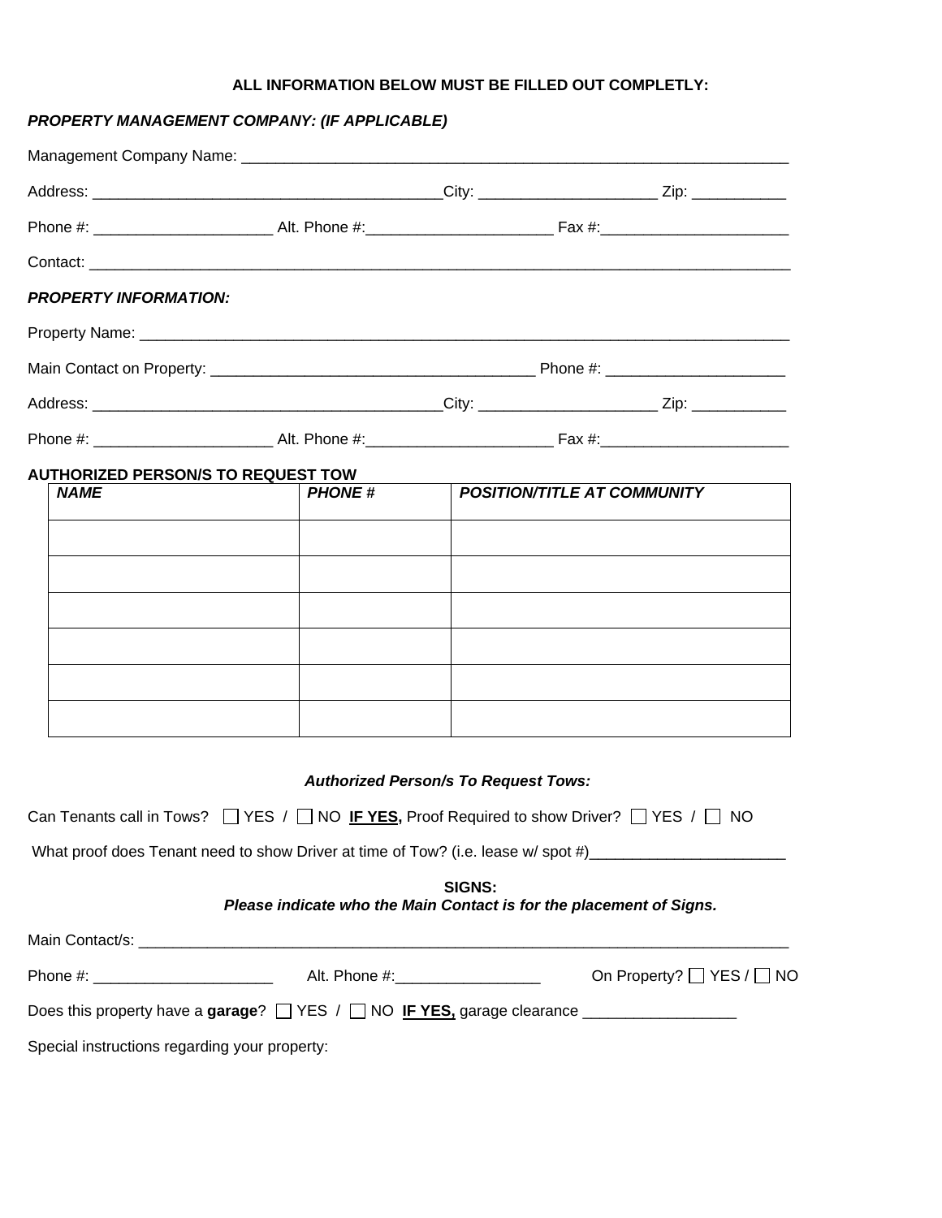**ALL INFORMATION BELOW MUST BE FILLED OUT COMPLETLY:**

***PROPERTY MANAGEMENT COMPANY: (IF APPLICABLE)***

Management Company Name: ____________________________________________________________________

Address: __________________________________________City: _____________________ Zip: ___________

Phone #: _____________________ Alt. Phone #:______________________ Fax #:______________________

Contact: ___________________________________________________________________________________

***PROPERTY INFORMATION:***

Property Name: ______________________________________________________________________________

Main Contact on Property: ______________________________________ Phone #: _____________________

Address: __________________________________________City: _____________________ Zip: ___________

Phone #: _____________________ Alt. Phone #:______________________ Fax #:______________________

**AUTHORIZED PERSON/S TO REQUEST TOW**

| ***NAME*** | ***PHONE #*** | ***POSITION/TITLE AT COMMUNITY*** |
|---|---|---|
| | | |
| | | |
| | | |
| | | |
| | | |
| | | |

***Authorized Person/s To Request Tows:***

Can Tenants call in Tows? ☐ YES / ☐ NO **IF YES,** Proof Required to show Driver? ☐ YES / ☐ NO

What proof does Tenant need to show Driver at time of Tow? (i.e. lease w/ spot #)_______________________

**SIGNS:**

***Please indicate who the Main Contact is for the placement of Signs.***

Main Contact/s: _______________________________________________________________________________

Phone #: _____________________ Alt. Phone #:_________________ On Property? ☐ YES / ☐ NO

Does this property have a **garage**? ☐ YES / ☐ NO **IF YES,** garage clearance __________________

Special instructions regarding your property: